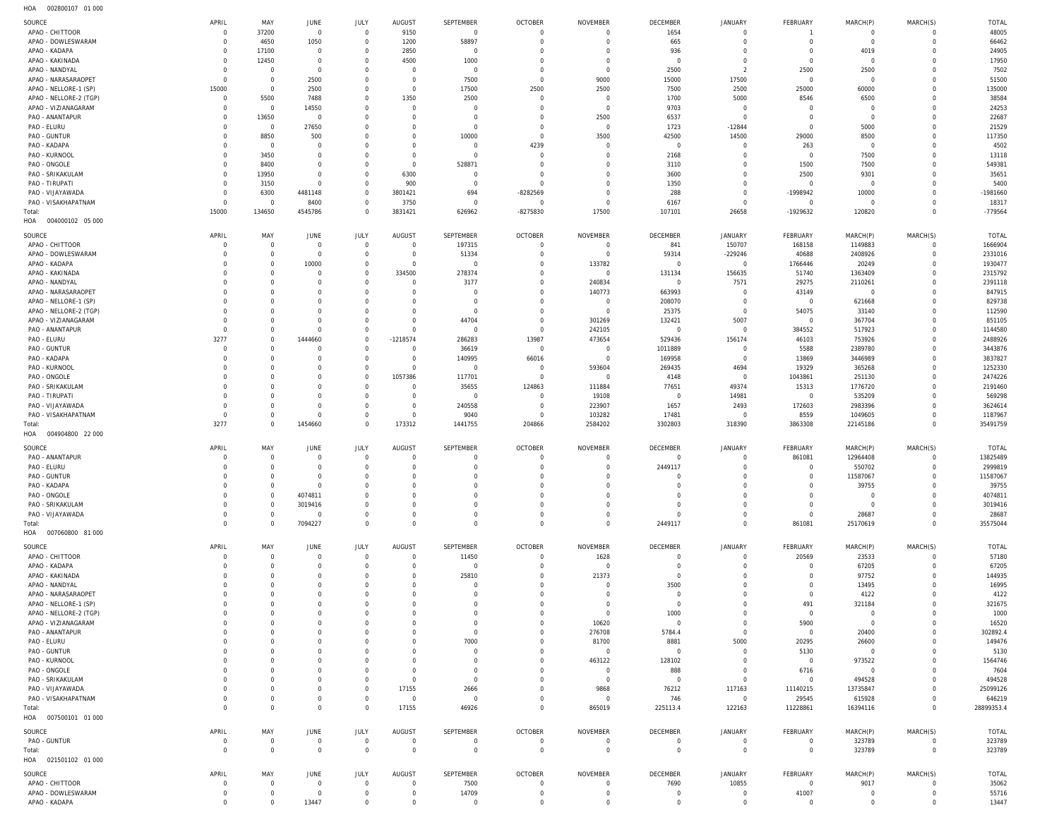HOA 002800107 01 000

| SOURCE | APRIL | MAY | JUNE | JULY | AUGUST | SEPTEMBER | OCTOBER | NOVEMBER | DECEMBER | JANUARY | FEBRUARY | MARCH(P) | MARCH(S) | TOTAL |
|---|---|---|---|---|---|---|---|---|---|---|---|---|---|---|
| APAO - CHITTOOR | 0 | 37200 | 0 | 0 | 9150 | 0 | 0 | 0 | 1654 | 0 | 1 | 0 | 0 | 48005 |
| APAO - DOWLESWARAM | 0 | 4650 | 1050 | 0 | 1200 | 58897 | 0 | 0 | 665 | 0 | 0 | 0 | 0 | 66462 |
| APAO - KADAPA | 0 | 17100 | 0 | 0 | 2850 | 0 | 0 | 0 | 936 | 0 | 0 | 4019 | 0 | 24905 |
| APAO - KAKINADA | 0 | 12450 | 0 | 0 | 4500 | 1000 | 0 | 0 | 0 | 0 | 0 | 0 | 0 | 17950 |
| APAO - NANDYAL | 0 | 0 | 0 | 0 | 0 | 0 | 0 | 0 | 2500 | 2 | 2500 | 2500 | 0 | 7502 |
| APAO - NARASARAOPET | 0 | 0 | 2500 | 0 | 0 | 7500 | 0 | 9000 | 15000 | 17500 | 0 | 0 | 0 | 51500 |
| APAO - NELLORE-1 (SP) | 15000 | 0 | 2500 | 0 | 0 | 17500 | 2500 | 2500 | 7500 | 2500 | 25000 | 60000 | 0 | 135000 |
| APAO - NELLORE-2 (TGP) | 0 | 5500 | 7488 | 0 | 1350 | 2500 | 0 | 0 | 1700 | 5000 | 8546 | 6500 | 0 | 38584 |
| APAO - VIZIANAGARAM | 0 | 0 | 14550 | 0 | 0 | 0 | 0 | 0 | 9703 | 0 | 0 | 0 | 0 | 24253 |
| PAO - ANANTAPUR | 0 | 13650 | 0 | 0 | 0 | 0 | 0 | 2500 | 6537 | 0 | 0 | 0 | 0 | 22687 |
| PAO - ELURU | 0 | 0 | 27650 | 0 | 0 | 0 | 0 | 0 | 1723 | -12844 | 0 | 5000 | 0 | 21529 |
| PAO - GUNTUR | 0 | 8850 | 500 | 0 | 0 | 10000 | 0 | 3500 | 42500 | 14500 | 29000 | 8500 | 0 | 117350 |
| PAO - KADAPA | 0 | 0 | 0 | 0 | 0 | 0 | 4239 | 0 | 0 | 0 | 263 | 0 | 0 | 4502 |
| PAO - KURNOOL | 0 | 3450 | 0 | 0 | 0 | 0 | 0 | 0 | 2168 | 0 | 0 | 7500 | 0 | 13118 |
| PAO - ONGOLE | 0 | 8400 | 0 | 0 | 0 | 528871 | 0 | 0 | 3110 | 0 | 1500 | 7500 | 0 | 549381 |
| PAO - SRIKAKULAM | 0 | 13950 | 0 | 0 | 6300 | 0 | 0 | 0 | 3600 | 0 | 2500 | 9301 | 0 | 35651 |
| PAO - TIRUPATI | 0 | 3150 | 0 | 0 | 900 | 0 | 0 | 0 | 1350 | 0 | 0 | 0 | 0 | 5400 |
| PAO - VIJAYAWADA | 0 | 6300 | 4481148 | 0 | 3801421 | 694 | -8282569 | 0 | 288 | 0 | -1998942 | 10000 | 0 | -1981660 |
| PAO - VISAKHAPATNAM | 0 | 0 | 8400 | 0 | 3750 | 0 | 0 | 0 | 6167 | 0 | 0 | 0 | 0 | 18317 |
| Total: | 15000 | 134650 | 4545786 | 0 | 3831421 | 626962 | -8275830 | 17500 | 107101 | 26658 | -1929632 | 120820 | 0 | -779564 |

HOA 004000102 05 000

| SOURCE | APRIL | MAY | JUNE | JULY | AUGUST | SEPTEMBER | OCTOBER | NOVEMBER | DECEMBER | JANUARY | FEBRUARY | MARCH(P) | MARCH(S) | TOTAL |
|---|---|---|---|---|---|---|---|---|---|---|---|---|---|---|
| APAO - CHITTOOR | 0 | 0 | 0 | 0 | 0 | 197315 | 0 | 0 | 841 | 150707 | 168158 | 1149883 | 0 | 1666904 |
| APAO - DOWLESWARAM | 0 | 0 | 0 | 0 | 0 | 51334 | 0 | 0 | 59314 | -229246 | 40688 | 2408926 | 0 | 2331016 |
| APAO - KADAPA | 0 | 0 | 10000 | 0 | 0 | 0 | 0 | 133782 | 0 | 0 | 1766446 | 20249 | 0 | 1930477 |
| APAO - KAKINADA | 0 | 0 | 0 | 0 | 334500 | 278374 | 0 | 0 | 131134 | 156635 | 51740 | 1363409 | 0 | 2315792 |
| APAO - NANDYAL | 0 | 0 | 0 | 0 | 0 | 3177 | 0 | 240834 | 0 | 7571 | 29275 | 2110261 | 0 | 2391118 |
| APAO - NARASARAOPET | 0 | 0 | 0 | 0 | 0 | 0 | 0 | 140773 | 663993 | 0 | 43149 | 0 | 0 | 847915 |
| APAO - NELLORE-1 (SP) | 0 | 0 | 0 | 0 | 0 | 0 | 0 | 0 | 208070 | 0 | 0 | 621668 | 0 | 829738 |
| APAO - NELLORE-2 (TGP) | 0 | 0 | 0 | 0 | 0 | 0 | 0 | 0 | 25375 | 0 | 54075 | 33140 | 0 | 112590 |
| APAO - VIZIANAGARAM | 0 | 0 | 0 | 0 | 0 | 44704 | 0 | 301269 | 132421 | 5007 | 0 | 367704 | 0 | 851105 |
| PAO - ANANTAPUR | 0 | 0 | 0 | 0 | 0 | 0 | 0 | 242105 | 0 | 0 | 384552 | 517923 | 0 | 1144580 |
| PAO - ELURU | 3277 | 0 | 1444660 | 0 | -1218574 | 286283 | 13987 | 473654 | 529436 | 156174 | 46103 | 753926 | 0 | 2488926 |
| PAO - GUNTUR | 0 | 0 | 0 | 0 | 0 | 36619 | 0 | 0 | 1011889 | 0 | 5588 | 2389780 | 0 | 3443876 |
| PAO - KADAPA | 0 | 0 | 0 | 0 | 0 | 140995 | 66016 | 0 | 169958 | 0 | 13869 | 3446989 | 0 | 3837827 |
| PAO - KURNOOL | 0 | 0 | 0 | 0 | 0 | 0 | 0 | 593604 | 269435 | 4694 | 19329 | 365268 | 0 | 1252330 |
| PAO - ONGOLE | 0 | 0 | 0 | 0 | 1057386 | 117701 | 0 | 0 | 4148 | 0 | 1043861 | 251130 | 0 | 2474226 |
| PAO - SRIKAKULAM | 0 | 0 | 0 | 0 | 0 | 35655 | 124863 | 111884 | 77651 | 49374 | 15313 | 1776720 | 0 | 2191460 |
| PAO - TIRUPATI | 0 | 0 | 0 | 0 | 0 | 0 | 0 | 19108 | 0 | 14981 | 0 | 535209 | 0 | 569298 |
| PAO - VIJAYAWADA | 0 | 0 | 0 | 0 | 0 | 240558 | 0 | 223907 | 1657 | 2493 | 172603 | 2983396 | 0 | 3624614 |
| PAO - VISAKHAPATNAM | 0 | 0 | 0 | 0 | 0 | 9040 | 0 | 103282 | 17481 | 0 | 8559 | 1049605 | 0 | 1187967 |
| Total: | 3277 | 0 | 1454660 | 0 | 173312 | 1441755 | 204866 | 2584202 | 3302803 | 318390 | 3863308 | 22145186 | 0 | 35491759 |

HOA 004904800 22 000

| SOURCE | APRIL | MAY | JUNE | JULY | AUGUST | SEPTEMBER | OCTOBER | NOVEMBER | DECEMBER | JANUARY | FEBRUARY | MARCH(P) | MARCH(S) | TOTAL |
|---|---|---|---|---|---|---|---|---|---|---|---|---|---|---|
| PAO - ANANTAPUR | 0 | 0 | 0 | 0 | 0 | 0 | 0 | 0 | 0 | 0 | 861081 | 12964408 | 0 | 13825489 |
| PAO - ELURU | 0 | 0 | 0 | 0 | 0 | 0 | 0 | 0 | 2449117 | 0 | 0 | 550702 | 0 | 2999819 |
| PAO - GUNTUR | 0 | 0 | 0 | 0 | 0 | 0 | 0 | 0 | 0 | 0 | 0 | 11587067 | 0 | 11587067 |
| PAO - KADAPA | 0 | 0 | 0 | 0 | 0 | 0 | 0 | 0 | 0 | 0 | 0 | 39755 | 0 | 39755 |
| PAO - ONGOLE | 0 | 0 | 4074811 | 0 | 0 | 0 | 0 | 0 | 0 | 0 | 0 | 0 | 0 | 4074811 |
| PAO - SRIKAKULAM | 0 | 0 | 3019416 | 0 | 0 | 0 | 0 | 0 | 0 | 0 | 0 | 0 | 0 | 3019416 |
| PAO - VIJAYAWADA | 0 | 0 | 0 | 0 | 0 | 0 | 0 | 0 | 0 | 0 | 0 | 28687 | 0 | 28687 |
| Total: | 0 | 0 | 7094227 | 0 | 0 | 0 | 0 | 0 | 2449117 | 0 | 861081 | 25170619 | 0 | 35575044 |

HOA 007060800 81 000

| SOURCE | APRIL | MAY | JUNE | JULY | AUGUST | SEPTEMBER | OCTOBER | NOVEMBER | DECEMBER | JANUARY | FEBRUARY | MARCH(P) | MARCH(S) | TOTAL |
|---|---|---|---|---|---|---|---|---|---|---|---|---|---|---|
| APAO - CHITTOOR | 0 | 0 | 0 | 0 | 0 | 11450 | 0 | 1628 | 0 | 0 | 20569 | 23533 | 0 | 57180 |
| APAO - KADAPA | 0 | 0 | 0 | 0 | 0 | 0 | 0 | 0 | 0 | 0 | 0 | 67205 | 0 | 67205 |
| APAO - KAKINADA | 0 | 0 | 0 | 0 | 0 | 25810 | 0 | 21373 | 0 | 0 | 0 | 97752 | 0 | 144935 |
| APAO - NANDYAL | 0 | 0 | 0 | 0 | 0 | 0 | 0 | 0 | 3500 | 0 | 0 | 13495 | 0 | 16995 |
| APAO - NARASARAOPET | 0 | 0 | 0 | 0 | 0 | 0 | 0 | 0 | 0 | 0 | 0 | 4122 | 0 | 4122 |
| APAO - NELLORE-1 (SP) | 0 | 0 | 0 | 0 | 0 | 0 | 0 | 0 | 0 | 0 | 491 | 321184 | 0 | 321675 |
| APAO - NELLORE-2 (TGP) | 0 | 0 | 0 | 0 | 0 | 0 | 0 | 0 | 1000 | 0 | 0 | 0 | 0 | 1000 |
| APAO - VIZIANAGARAM | 0 | 0 | 0 | 0 | 0 | 0 | 0 | 10620 | 0 | 0 | 5900 | 0 | 0 | 16520 |
| PAO - ANANTAPUR | 0 | 0 | 0 | 0 | 0 | 0 | 0 | 276708 | 5784.4 | 0 | 0 | 20400 | 0 | 302892.4 |
| PAO - ELURU | 0 | 0 | 0 | 0 | 0 | 7000 | 0 | 81700 | 8881 | 5000 | 20295 | 26600 | 0 | 149476 |
| PAO - GUNTUR | 0 | 0 | 0 | 0 | 0 | 0 | 0 | 0 | 0 | 0 | 5130 | 0 | 0 | 5130 |
| PAO - KURNOOL | 0 | 0 | 0 | 0 | 0 | 0 | 0 | 463122 | 128102 | 0 | 0 | 973522 | 0 | 1564746 |
| PAO - ONGOLE | 0 | 0 | 0 | 0 | 0 | 0 | 0 | 0 | 888 | 0 | 6716 | 0 | 0 | 7604 |
| PAO - SRIKAKULAM | 0 | 0 | 0 | 0 | 0 | 0 | 0 | 0 | 0 | 0 | 0 | 494528 | 0 | 494528 |
| PAO - VIJAYAWADA | 0 | 0 | 0 | 0 | 17155 | 2666 | 0 | 9868 | 76212 | 117163 | 11140215 | 13735847 | 0 | 25099126 |
| PAO - VISAKHAPATNAM | 0 | 0 | 0 | 0 | 0 | 0 | 0 | 0 | 746 | 0 | 29545 | 615928 | 0 | 646219 |
| Total: | 0 | 0 | 0 | 0 | 17155 | 46926 | 0 | 865019 | 225113.4 | 122163 | 11228861 | 16394116 | 0 | 28899353.4 |

HOA 007500101 01 000

| SOURCE | APRIL | MAY | JUNE | JULY | AUGUST | SEPTEMBER | OCTOBER | NOVEMBER | DECEMBER | JANUARY | FEBRUARY | MARCH(P) | MARCH(S) | TOTAL |
|---|---|---|---|---|---|---|---|---|---|---|---|---|---|---|
| PAO - GUNTUR | 0 | 0 | 0 | 0 | 0 | 0 | 0 | 0 | 0 | 0 | 0 | 323789 | 0 | 323789 |
| Total: | 0 | 0 | 0 | 0 | 0 | 0 | 0 | 0 | 0 | 0 | 0 | 323789 | 0 | 323789 |

HOA 021501102 01 000

| SOURCE | APRIL | MAY | JUNE | JULY | AUGUST | SEPTEMBER | OCTOBER | NOVEMBER | DECEMBER | JANUARY | FEBRUARY | MARCH(P) | MARCH(S) | TOTAL |
|---|---|---|---|---|---|---|---|---|---|---|---|---|---|---|
| APAO - CHITTOOR | 0 | 0 | 0 | 0 | 0 | 7500 | 0 | 0 | 7690 | 10855 | 0 | 9017 | 0 | 35062 |
| APAO - DOWLESWARAM | 0 | 0 | 0 | 0 | 0 | 14709 | 0 | 0 | 0 | 0 | 41007 | 0 | 0 | 55716 |
| APAO - KADAPA | 0 | 0 | 13447 | 0 | 0 | 0 | 0 | 0 | 0 | 0 | 0 | 0 | 0 | 13447 |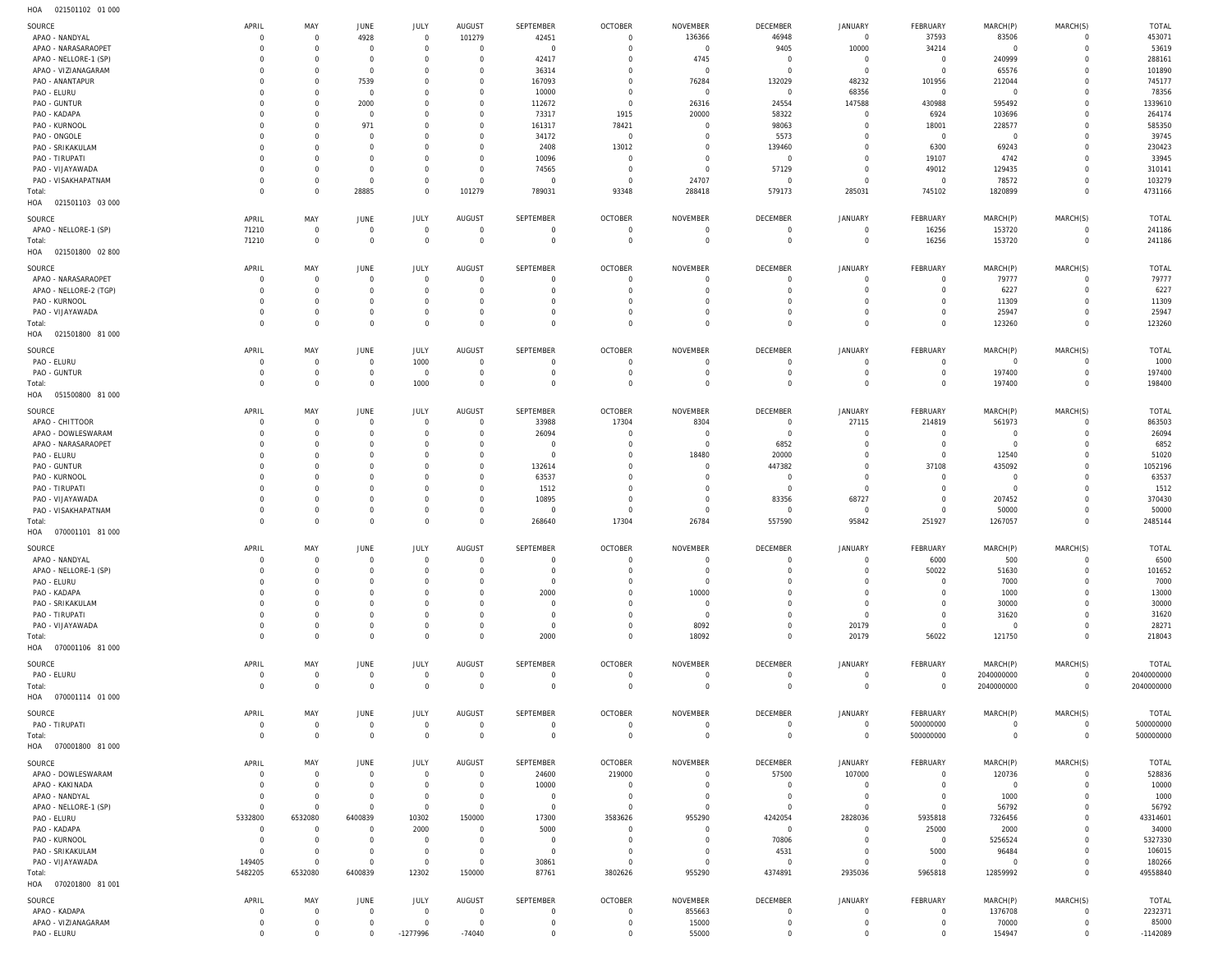HOA 021501102 01 000

| SOURCE | APRIL | MAY | JUNE | JULY | AUGUST | SEPTEMBER | OCTOBER | NOVEMBER | DECEMBER | JANUARY | FEBRUARY | MARCH(P) | MARCH(S) | TOTAL |
|---|---|---|---|---|---|---|---|---|---|---|---|---|---|---|
| APAO - NANDYAL | 0 | 0 | 4928 | 0 | 101279 | 42451 | 0 | 136366 | 46948 | 0 | 37593 | 83506 | 0 | 453071 |
| APAO - NARASARAOPET | 0 | 0 | 0 | 0 | 0 | 0 | 0 | 0 | 9405 | 10000 | 34214 | 0 | 0 | 53619 |
| APAO - NELLORE-1 (SP) | 0 | 0 | 0 | 0 | 0 | 42417 | 0 | 4745 | 0 | 0 | 0 | 240999 | 0 | 288161 |
| APAO - VIZIANAGARAM | 0 | 0 | 0 | 0 | 0 | 36314 | 0 | 0 | 0 | 0 | 0 | 65576 | 0 | 101890 |
| PAO - ANANTAPUR | 0 | 0 | 7539 | 0 | 0 | 167093 | 0 | 76284 | 132029 | 48232 | 101956 | 212044 | 0 | 745177 |
| PAO - ELURU | 0 | 0 | 0 | 0 | 0 | 10000 | 0 | 0 | 0 | 68356 | 0 | 0 | 0 | 78356 |
| PAO - GUNTUR | 0 | 0 | 2000 | 0 | 0 | 112672 | 0 | 26316 | 24554 | 147588 | 430988 | 595492 | 0 | 1339610 |
| PAO - KADAPA | 0 | 0 | 0 | 0 | 0 | 73317 | 1915 | 20000 | 58322 | 0 | 6924 | 103696 | 0 | 264174 |
| PAO - KURNOOL | 0 | 0 | 971 | 0 | 0 | 161317 | 78421 | 0 | 98063 | 0 | 18001 | 228577 | 0 | 585350 |
| PAO - ONGOLE | 0 | 0 | 0 | 0 | 0 | 34172 | 0 | 0 | 5573 | 0 | 0 | 0 | 0 | 39745 |
| PAO - SRIKAKULAM | 0 | 0 | 0 | 0 | 0 | 2408 | 13012 | 0 | 139460 | 0 | 6300 | 69243 | 0 | 230423 |
| PAO - TIRUPATI | 0 | 0 | 0 | 0 | 0 | 10096 | 0 | 0 | 0 | 0 | 19107 | 4742 | 0 | 33945 |
| PAO - VIJAYAWADA | 0 | 0 | 0 | 0 | 0 | 74565 | 0 | 0 | 57129 | 0 | 49012 | 129435 | 0 | 310141 |
| PAO - VISAKHAPATNAM | 0 | 0 | 0 | 0 | 0 | 0 | 0 | 24707 | 0 | 0 | 0 | 78572 | 0 | 103279 |
| Total: | 0 | 0 | 28885 | 0 | 101279 | 789031 | 93348 | 288418 | 579173 | 285031 | 745102 | 1820899 | 0 | 4731166 |

HOA 021501103 03 000

| SOURCE | APRIL | MAY | JUNE | JULY | AUGUST | SEPTEMBER | OCTOBER | NOVEMBER | DECEMBER | JANUARY | FEBRUARY | MARCH(P) | MARCH(S) | TOTAL |
|---|---|---|---|---|---|---|---|---|---|---|---|---|---|---|
| APAO - NELLORE-1 (SP) | 71210 | 0 | 0 | 0 | 0 | 0 | 0 | 0 | 0 | 0 | 16256 | 153720 | 0 | 241186 |
| Total: | 71210 | 0 | 0 | 0 | 0 | 0 | 0 | 0 | 0 | 0 | 16256 | 153720 | 0 | 241186 |

HOA 021501800 02 800

| SOURCE | APRIL | MAY | JUNE | JULY | AUGUST | SEPTEMBER | OCTOBER | NOVEMBER | DECEMBER | JANUARY | FEBRUARY | MARCH(P) | MARCH(S) | TOTAL |
|---|---|---|---|---|---|---|---|---|---|---|---|---|---|---|
| APAO - NARASARAOPET | 0 | 0 | 0 | 0 | 0 | 0 | 0 | 0 | 0 | 0 | 0 | 79777 | 0 | 79777 |
| APAO - NELLORE-2 (TGP) | 0 | 0 | 0 | 0 | 0 | 0 | 0 | 0 | 0 | 0 | 0 | 6227 | 0 | 6227 |
| PAO - KURNOOL | 0 | 0 | 0 | 0 | 0 | 0 | 0 | 0 | 0 | 0 | 0 | 11309 | 0 | 11309 |
| PAO - VIJAYAWADA | 0 | 0 | 0 | 0 | 0 | 0 | 0 | 0 | 0 | 0 | 0 | 25947 | 0 | 25947 |
| Total: | 0 | 0 | 0 | 0 | 0 | 0 | 0 | 0 | 0 | 0 | 0 | 123260 | 0 | 123260 |

HOA 021501800 81 000

| SOURCE | APRIL | MAY | JUNE | JULY | AUGUST | SEPTEMBER | OCTOBER | NOVEMBER | DECEMBER | JANUARY | FEBRUARY | MARCH(P) | MARCH(S) | TOTAL |
|---|---|---|---|---|---|---|---|---|---|---|---|---|---|---|
| PAO - ELURU | 0 | 0 | 0 | 1000 | 0 | 0 | 0 | 0 | 0 | 0 | 0 | 0 | 0 | 1000 |
| PAO - GUNTUR | 0 | 0 | 0 | 0 | 0 | 0 | 0 | 0 | 0 | 0 | 0 | 197400 | 0 | 197400 |
| Total: | 0 | 0 | 0 | 1000 | 0 | 0 | 0 | 0 | 0 | 0 | 0 | 197400 | 0 | 198400 |

HOA 051500800 81 000

| SOURCE | APRIL | MAY | JUNE | JULY | AUGUST | SEPTEMBER | OCTOBER | NOVEMBER | DECEMBER | JANUARY | FEBRUARY | MARCH(P) | MARCH(S) | TOTAL |
|---|---|---|---|---|---|---|---|---|---|---|---|---|---|---|
| APAO - CHITTOOR | 0 | 0 | 0 | 0 | 0 | 33988 | 17304 | 8304 | 0 | 27115 | 214819 | 561973 | 0 | 863503 |
| APAO - DOWLESWARAM | 0 | 0 | 0 | 0 | 0 | 26094 | 0 | 0 | 0 | 0 | 0 | 0 | 0 | 26094 |
| APAO - NARASARAOPET | 0 | 0 | 0 | 0 | 0 | 0 | 0 | 0 | 6852 | 0 | 0 | 0 | 0 | 6852 |
| PAO - ELURU | 0 | 0 | 0 | 0 | 0 | 0 | 0 | 18480 | 20000 | 0 | 0 | 12540 | 0 | 51020 |
| PAO - GUNTUR | 0 | 0 | 0 | 0 | 0 | 132614 | 0 | 0 | 447382 | 0 | 37108 | 435092 | 0 | 1052196 |
| PAO - KURNOOL | 0 | 0 | 0 | 0 | 0 | 63537 | 0 | 0 | 0 | 0 | 0 | 0 | 0 | 63537 |
| PAO - TIRUPATI | 0 | 0 | 0 | 0 | 0 | 1512 | 0 | 0 | 0 | 0 | 0 | 0 | 0 | 1512 |
| PAO - VIJAYAWADA | 0 | 0 | 0 | 0 | 0 | 10895 | 0 | 0 | 83356 | 68727 | 0 | 207452 | 0 | 370430 |
| PAO - VISAKHAPATNAM | 0 | 0 | 0 | 0 | 0 | 0 | 0 | 0 | 0 | 0 | 0 | 50000 | 0 | 50000 |
| Total: | 0 | 0 | 0 | 0 | 0 | 268640 | 17304 | 26784 | 557590 | 95842 | 251927 | 1267057 | 0 | 2485144 |

HOA 070001101 81 000

| SOURCE | APRIL | MAY | JUNE | JULY | AUGUST | SEPTEMBER | OCTOBER | NOVEMBER | DECEMBER | JANUARY | FEBRUARY | MARCH(P) | MARCH(S) | TOTAL |
|---|---|---|---|---|---|---|---|---|---|---|---|---|---|---|
| APAO - NANDYAL | 0 | 0 | 0 | 0 | 0 | 0 | 0 | 0 | 0 | 0 | 6000 | 500 | 0 | 6500 |
| APAO - NELLORE-1 (SP) | 0 | 0 | 0 | 0 | 0 | 0 | 0 | 0 | 0 | 0 | 50022 | 51630 | 0 | 101652 |
| PAO - ELURU | 0 | 0 | 0 | 0 | 0 | 0 | 0 | 0 | 0 | 0 | 0 | 7000 | 0 | 7000 |
| PAO - KADAPA | 0 | 0 | 0 | 0 | 0 | 2000 | 0 | 10000 | 0 | 0 | 0 | 1000 | 0 | 13000 |
| PAO - SRIKAKULAM | 0 | 0 | 0 | 0 | 0 | 0 | 0 | 0 | 0 | 0 | 0 | 30000 | 0 | 30000 |
| PAO - TIRUPATI | 0 | 0 | 0 | 0 | 0 | 0 | 0 | 0 | 0 | 0 | 0 | 31620 | 0 | 31620 |
| PAO - VIJAYAWADA | 0 | 0 | 0 | 0 | 0 | 0 | 0 | 8092 | 0 | 20179 | 0 | 0 | 0 | 28271 |
| Total: | 0 | 0 | 0 | 0 | 0 | 2000 | 0 | 18092 | 0 | 20179 | 56022 | 121750 | 0 | 218043 |

HOA 070001106 81 000

| SOURCE | APRIL | MAY | JUNE | JULY | AUGUST | SEPTEMBER | OCTOBER | NOVEMBER | DECEMBER | JANUARY | FEBRUARY | MARCH(P) | MARCH(S) | TOTAL |
|---|---|---|---|---|---|---|---|---|---|---|---|---|---|---|
| PAO - ELURU | 0 | 0 | 0 | 0 | 0 | 0 | 0 | 0 | 0 | 0 | 0 | 2040000000 | 0 | 2040000000 |
| Total: | 0 | 0 | 0 | 0 | 0 | 0 | 0 | 0 | 0 | 0 | 0 | 2040000000 | 0 | 2040000000 |

HOA 070001114 01 000

| SOURCE | APRIL | MAY | JUNE | JULY | AUGUST | SEPTEMBER | OCTOBER | NOVEMBER | DECEMBER | JANUARY | FEBRUARY | MARCH(P) | MARCH(S) | TOTAL |
|---|---|---|---|---|---|---|---|---|---|---|---|---|---|---|
| PAO - TIRUPATI | 0 | 0 | 0 | 0 | 0 | 0 | 0 | 0 | 0 | 0 | 500000000 | 0 | 0 | 500000000 |
| Total: | 0 | 0 | 0 | 0 | 0 | 0 | 0 | 0 | 0 | 0 | 500000000 | 0 | 0 | 500000000 |

HOA 070001800 81 000

| SOURCE | APRIL | MAY | JUNE | JULY | AUGUST | SEPTEMBER | OCTOBER | NOVEMBER | DECEMBER | JANUARY | FEBRUARY | MARCH(P) | MARCH(S) | TOTAL |
|---|---|---|---|---|---|---|---|---|---|---|---|---|---|---|
| APAO - DOWLESWARAM | 0 | 0 | 0 | 0 | 0 | 24600 | 219000 | 0 | 57500 | 107000 | 0 | 120736 | 0 | 528836 |
| APAO - KAKINADA | 0 | 0 | 0 | 0 | 0 | 10000 | 0 | 0 | 0 | 0 | 0 | 0 | 0 | 10000 |
| APAO - NANDYAL | 0 | 0 | 0 | 0 | 0 | 0 | 0 | 0 | 0 | 0 | 0 | 1000 | 0 | 1000 |
| APAO - NELLORE-1 (SP) | 0 | 0 | 0 | 0 | 0 | 0 | 0 | 0 | 0 | 0 | 0 | 56792 | 0 | 56792 |
| PAO - ELURU | 5332800 | 6532080 | 6400839 | 10302 | 150000 | 17300 | 3583626 | 955290 | 4242054 | 2828036 | 5935818 | 7326456 | 0 | 43314601 |
| PAO - KADAPA | 0 | 0 | 0 | 2000 | 0 | 5000 | 0 | 0 | 0 | 0 | 25000 | 2000 | 0 | 34000 |
| PAO - KURNOOL | 0 | 0 | 0 | 0 | 0 | 0 | 0 | 0 | 70806 | 0 | 0 | 5256524 | 0 | 5327330 |
| PAO - SRIKAKULAM | 0 | 0 | 0 | 0 | 0 | 0 | 0 | 0 | 4531 | 0 | 5000 | 96484 | 0 | 106015 |
| PAO - VIJAYAWADA | 149405 | 0 | 0 | 0 | 0 | 30861 | 0 | 0 | 0 | 0 | 0 | 0 | 0 | 180266 |
| Total: | 5482205 | 6532080 | 6400839 | 12302 | 150000 | 87761 | 3802626 | 955290 | 4374891 | 2935036 | 5965818 | 12859992 | 0 | 49558840 |

HOA 070201800 81 001

| SOURCE | APRIL | MAY | JUNE | JULY | AUGUST | SEPTEMBER | OCTOBER | NOVEMBER | DECEMBER | JANUARY | FEBRUARY | MARCH(P) | MARCH(S) | TOTAL |
|---|---|---|---|---|---|---|---|---|---|---|---|---|---|---|
| APAO - KADAPA | 0 | 0 | 0 | 0 | 0 | 0 | 0 | 855663 | 0 | 0 | 0 | 1376708 | 0 | 2232371 |
| APAO - VIZIANAGARAM | 0 | 0 | 0 | 0 | 0 | 0 | 0 | 15000 | 0 | 0 | 0 | 70000 | 0 | 85000 |
| PAO - ELURU | 0 | 0 | 0 | -1277996 | -74040 | 0 | 0 | 55000 | 0 | 0 | 0 | 154947 | 0 | -1142089 |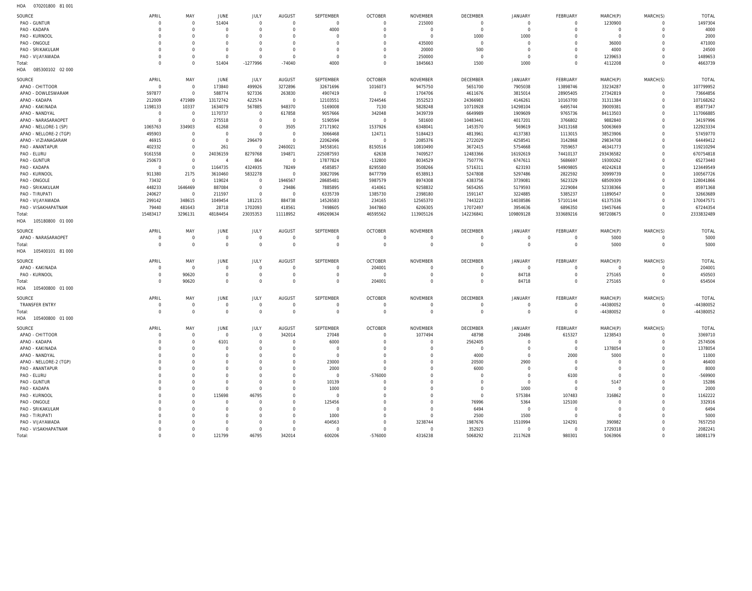HOA 070201800 81 001

| SOURCE | APRIL | MAY | JUNE | JULY | AUGUST | SEPTEMBER | OCTOBER | NOVEMBER | DECEMBER | JANUARY | FEBRUARY | MARCH(P) | MARCH(S) | TOTAL |
|---|---|---|---|---|---|---|---|---|---|---|---|---|---|---|
| PAO - GUNTUR | 0 | 0 | 51404 | 0 | 0 | 0 | 0 | 215000 | 0 | 0 | 0 | 1230900 | 0 | 1497304 |
| PAO - KADAPA | 0 | 0 | 0 | 0 | 0 | 4000 | 0 | 0 | 0 | 0 | 0 | 0 | 0 | 4000 |
| PAO - KURNOOL | 0 | 0 | 0 | 0 | 0 | 0 | 0 | 0 | 1000 | 1000 | 0 | 0 | 0 | 2000 |
| PAO - ONGOLE | 0 | 0 | 0 | 0 | 0 | 0 | 0 | 435000 | 0 | 0 | 0 | 36000 | 0 | 471000 |
| PAO - SRIKAKULAM | 0 | 0 | 0 | 0 | 0 | 0 | 0 | 20000 | 500 | 0 | 0 | 4000 | 0 | 24500 |
| PAO - VIJAYAWADA | 0 | 0 | 0 | 0 | 0 | 0 | 0 | 250000 | 0 | 0 | 0 | 1239653 | 0 | 1489653 |
| Total: | 0 | 0 | 51404 | -1277996 | -74040 | 4000 | 0 | 1845663 | 1500 | 1000 | 0 | 4112208 | 0 | 4663739 |

HOA 085300102 02 000

| SOURCE | APRIL | MAY | JUNE | JULY | AUGUST | SEPTEMBER | OCTOBER | NOVEMBER | DECEMBER | JANUARY | FEBRUARY | MARCH(P) | MARCH(S) | TOTAL |
|---|---|---|---|---|---|---|---|---|---|---|---|---|---|---|
| APAO - CHITTOOR | 0 | 0 | 173840 | 499926 | 3272896 | 32671696 | 1016073 | 9475750 | 5651700 | 7905038 | 13898746 | 33234287 | 0 | 107799952 |
| APAO - DOWLESWARAM | 597877 | 0 | 588774 | 927336 | 263830 | 4907419 | 0 | 1704706 | 4611676 | 3815014 | 28905405 | 27342819 | 0 | 73664856 |
| APAO - KADAPA | 212009 | 471989 | 13172742 | 422574 | 0 | 12103551 | 7244546 | 3552523 | 24366983 | 4146261 | 10163700 | 31311384 | 0 | 107168262 |
| APAO - KAKINADA | 1198133 | 10337 | 1634079 | 567885 | 948370 | 5169008 | 7130 | 5828248 | 10710928 | 14298104 | 6495744 | 39009381 | 0 | 85877347 |
| APAO - NANDYAL | 0 | 0 | 1170737 | 0 | 617858 | 9057666 | 342048 | 3439739 | 6649989 | 1909609 | 9765736 | 84113503 | 0 | 117066885 |
| APAO - NARASARAOPET | 0 | 0 | 275518 | 0 | 0 | 5190594 | 0 | 581600 | 10483441 | 4017201 | 3766802 | 9882840 | 0 | 34197996 |
| APAO - NELLORE-1 (SP) | 1065763 | 334903 | 61268 | 0 | 3505 | 27171902 | 1537926 | 6348041 | 1453570 | 569619 | 34313168 | 50063669 | 0 | 122923334 |
| APAO - NELLORE-2 (TGP) | 495903 | 0 | 0 | 0 | 0 | 3066468 | 124711 | 5184423 | 4813961 | 4137383 | 1113015 | 38523906 | 0 | 57459770 |
| APAO - VIZIANAGARAM | 46915 | 0 | 0 | 296479 | 0 | 22062496 | 0 | 2085376 | 2722029 | 4258541 | 3142868 | 29834708 | 0 | 64449412 |
| PAO - ANANTAPUR | 402332 | 0 | 261 | 0 | 2460021 | 34558161 | 8150516 | 10810490 | 3672415 | 5754668 | 7059657 | 46341773 | 0 | 119210294 |
| PAO - ELURU | 9161558 | 0 | 24036159 | 8279768 | 194871 | 225087593 | 62638 | 7409527 | 12483366 | 16192619 | 74410137 | 293436582 | 0 | 670754818 |
| PAO - GUNTUR | 250673 | 0 | 4 | 864 | 0 | 17877824 | -132800 | 8034529 | 7507776 | 6747611 | 5686697 | 19300262 | 0 | 65273440 |
| PAO - KADAPA | 0 | 0 | 1164735 | 4324935 | 78249 | 4585857 | 8295580 | 3508266 | 5716311 | 623193 | 54909805 | 40242618 | 0 | 123449549 |
| PAO - KURNOOL | 911380 | 2175 | 3610460 | 5832278 | 0 | 30827096 | 8477799 | 6538913 | 5247808 | 5297486 | 2822592 | 30999739 | 0 | 100567726 |
| PAO - ONGOLE | 73432 | 0 | 119024 | 0 | 1946567 | 28685481 | 5987579 | 8974308 | 4383756 | 3739081 | 5623329 | 68509309 | 0 | 128041866 |
| PAO - SRIKAKULAM | 448233 | 1646469 | 887084 | 0 | 29486 | 7885895 | 414061 | 9258832 | 5654265 | 5179593 | 2229084 | 52338366 | 0 | 85971368 |
| PAO - TIRUPATI | 240627 | 0 | 211597 | 0 | 0 | 6335739 | 1385730 | 2398180 | 1591147 | 3224885 | 5385237 | 11890547 | 0 | 32663689 |
| PAO - VIJAYAWADA | 299142 | 348615 | 1049454 | 181215 | 884738 | 14526583 | 234165 | 12565370 | 7443223 | 14038586 | 57101144 | 61375336 | 0 | 170047571 |
| PAO - VISAKHAPATNAM | 79440 | 481643 | 28718 | 1702093 | 418561 | 7498605 | 3447860 | 6206305 | 17072497 | 3954636 | 6896350 | 19457646 | 0 | 67244354 |
| Total: | 15483417 | 3296131 | 48184454 | 23035353 | 11118952 | 499269634 | 46595562 | 113905126 | 142236841 | 109809128 | 333689216 | 987208675 | 0 | 2333832489 |

HOA 105180800 01 000

| SOURCE | APRIL | MAY | JUNE | JULY | AUGUST | SEPTEMBER | OCTOBER | NOVEMBER | DECEMBER | JANUARY | FEBRUARY | MARCH(P) | MARCH(S) | TOTAL |
|---|---|---|---|---|---|---|---|---|---|---|---|---|---|---|
| APAO - NARASARAOPET | 0 | 0 | 0 | 0 | 0 | 0 | 0 | 0 | 0 | 0 | 0 | 5000 | 0 | 5000 |
| Total: | 0 | 0 | 0 | 0 | 0 | 0 | 0 | 0 | 0 | 0 | 0 | 5000 | 0 | 5000 |

HOA 105400101 81 000

| SOURCE | APRIL | MAY | JUNE | JULY | AUGUST | SEPTEMBER | OCTOBER | NOVEMBER | DECEMBER | JANUARY | FEBRUARY | MARCH(P) | MARCH(S) | TOTAL |
|---|---|---|---|---|---|---|---|---|---|---|---|---|---|---|
| APAO - KAKINADA | 0 | 0 | 0 | 0 | 0 | 0 | 204001 | 0 | 0 | 0 | 0 | 0 | 0 | 204001 |
| PAO - KURNOOL | 0 | 90620 | 0 | 0 | 0 | 0 | 0 | 0 | 0 | 84718 | 0 | 275165 | 0 | 450503 |
| Total: | 0 | 90620 | 0 | 0 | 0 | 0 | 204001 | 0 | 0 | 84718 | 0 | 275165 | 0 | 654504 |

HOA 105400800 01 000

| SOURCE | APRIL | MAY | JUNE | JULY | AUGUST | SEPTEMBER | OCTOBER | NOVEMBER | DECEMBER | JANUARY | FEBRUARY | MARCH(P) | MARCH(S) | TOTAL |
|---|---|---|---|---|---|---|---|---|---|---|---|---|---|---|
| TRANSFER ENTRY | 0 | 0 | 0 | 0 | 0 | 0 | 0 | 0 | 0 | 0 | 0 | -44380052 | 0 | -44380052 |
| Total: | 0 | 0 | 0 | 0 | 0 | 0 | 0 | 0 | 0 | 0 | 0 | -44380052 | 0 | -44380052 |

HOA 105400800 01 000

| SOURCE | APRIL | MAY | JUNE | JULY | AUGUST | SEPTEMBER | OCTOBER | NOVEMBER | DECEMBER | JANUARY | FEBRUARY | MARCH(P) | MARCH(S) | TOTAL |
|---|---|---|---|---|---|---|---|---|---|---|---|---|---|---|
| APAO - CHITTOOR | 0 | 0 | 0 | 0 | 342014 | 27048 | 0 | 1077494 | 48798 | 20486 | 615327 | 1238543 | 0 | 3369710 |
| APAO - KADAPA | 0 | 0 | 6101 | 0 | 0 | 6000 | 0 | 0 | 2562405 | 0 | 0 | 0 | 0 | 2574506 |
| APAO - KAKINADA | 0 | 0 | 0 | 0 | 0 | 0 | 0 | 0 | 0 | 0 | 0 | 1378054 | 0 | 1378054 |
| APAO - NANDYAL | 0 | 0 | 0 | 0 | 0 | 0 | 0 | 0 | 4000 | 0 | 2000 | 5000 | 0 | 11000 |
| APAO - NELLORE-2 (TGP) | 0 | 0 | 0 | 0 | 0 | 23000 | 0 | 0 | 20500 | 2900 | 0 | 0 | 0 | 46400 |
| PAO - ANANTAPUR | 0 | 0 | 0 | 0 | 0 | 2000 | 0 | 0 | 6000 | 0 | 0 | 0 | 0 | 8000 |
| PAO - ELURU | 0 | 0 | 0 | 0 | 0 | 0 | -576000 | 0 | 0 | 0 | 6100 | 0 | 0 | -569900 |
| PAO - GUNTUR | 0 | 0 | 0 | 0 | 0 | 10139 | 0 | 0 | 0 | 0 | 0 | 5147 | 0 | 15286 |
| PAO - KADAPA | 0 | 0 | 0 | 0 | 0 | 1000 | 0 | 0 | 0 | 1000 | 0 | 0 | 0 | 2000 |
| PAO - KURNOOL | 0 | 0 | 115698 | 46795 | 0 | 0 | 0 | 0 | 0 | 575384 | 107483 | 316862 | 0 | 1162222 |
| PAO - ONGOLE | 0 | 0 | 0 | 0 | 0 | 125456 | 0 | 0 | 76996 | 5364 | 125100 | 0 | 0 | 332916 |
| PAO - SRIKAKULAM | 0 | 0 | 0 | 0 | 0 | 0 | 0 | 0 | 6494 | 0 | 0 | 0 | 0 | 6494 |
| PAO - TIRUPATI | 0 | 0 | 0 | 0 | 0 | 1000 | 0 | 0 | 2500 | 1500 | 0 | 0 | 0 | 5000 |
| PAO - VIJAYAWADA | 0 | 0 | 0 | 0 | 0 | 404563 | 0 | 3238744 | 1987676 | 1510994 | 124291 | 390982 | 0 | 7657250 |
| PAO - VISAKHAPATNAM | 0 | 0 | 0 | 0 | 0 | 0 | 0 | 0 | 352923 | 0 | 0 | 1729318 | 0 | 2082241 |
| Total: | 0 | 0 | 121799 | 46795 | 342014 | 600206 | -576000 | 4316238 | 5068292 | 2117628 | 980301 | 5063906 | 0 | 18081179 |